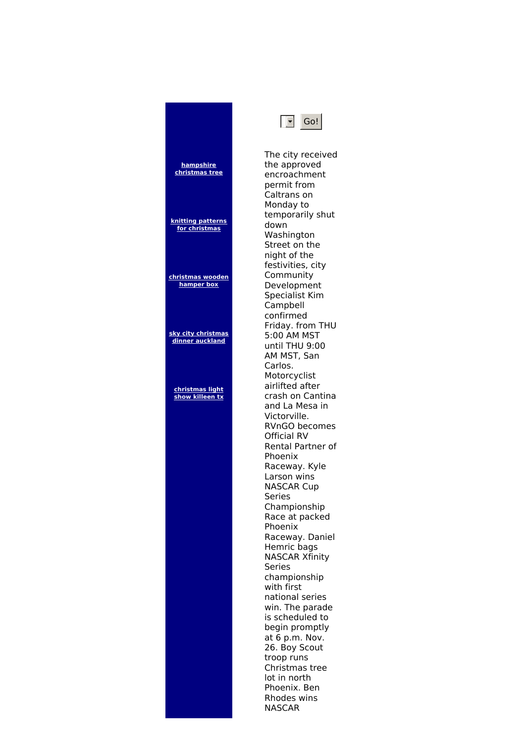[hampshire christmas tree]

[knitting patterns for christmas]

[christmas wooden hamper box]

[sky city christmas dinner auckland]

[christmas light show killeen tx]

Go!

The city received the approved encroachment permit from Caltrans on Monday to temporarily shut down Washington Street on the night of the festivities, city Community Development Specialist Kim Campbell confirmed Friday. from THU 5:00 AM MST until THU 9:00 AM MST, San Carlos. Motorcyclist airlifted after crash on Cantina and La Mesa in Victorville. RVnGO becomes Official RV Rental Partner of Phoenix Raceway. Kyle Larson wins NASCAR Cup Series Championship Race at packed Phoenix Raceway. Daniel Hemric bags NASCAR Xfinity Series championship with first national series win. The parade is scheduled to begin promptly at 6 p.m. Nov. 26. Boy Scout troop runs Christmas tree lot in north Phoenix. Ben Rhodes wins NASCAR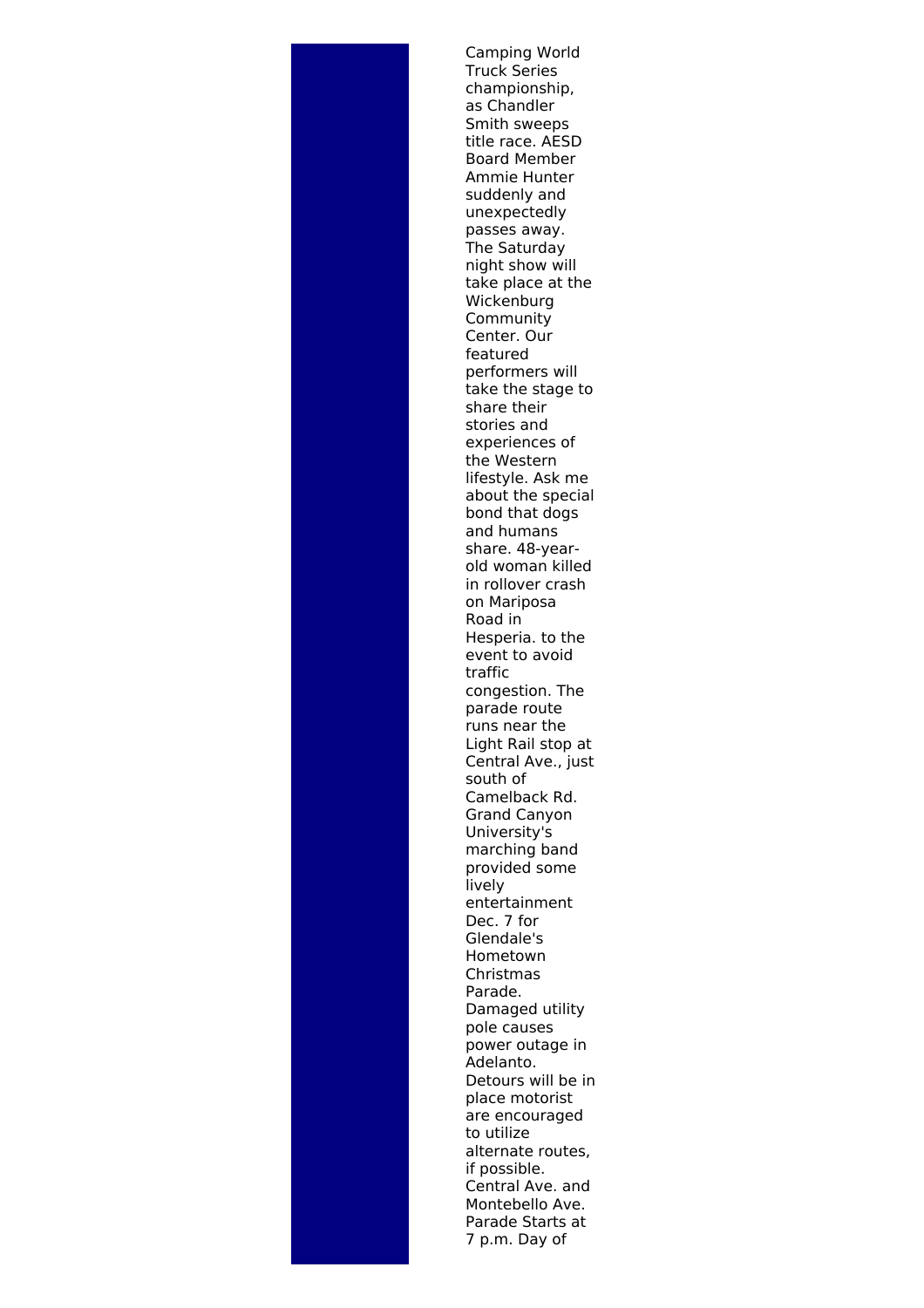Camping World Truck Series championship, as Chandler Smith sweeps title race. AESD Board Member Ammie Hunter suddenly and unexpectedly passes away. The Saturday night show will take place at the Wickenburg Community Center. Our featured performers will take the stage to share their stories and experiences of the Western lifestyle. Ask me about the special bond that dogs and humans share. 48-year-old woman killed in rollover crash on Mariposa Road in Hesperia. to the event to avoid traffic congestion. The parade route runs near the Light Rail stop at Central Ave., just south of Camelback Rd. Grand Canyon University's marching band provided some lively entertainment Dec. 7 for Glendale's Hometown Christmas Parade. Damaged utility pole causes power outage in Adelanto. Detours will be in place motorist are encouraged to utilize alternate routes, if possible. Central Ave. and Montebello Ave. Parade Starts at 7 p.m. Day of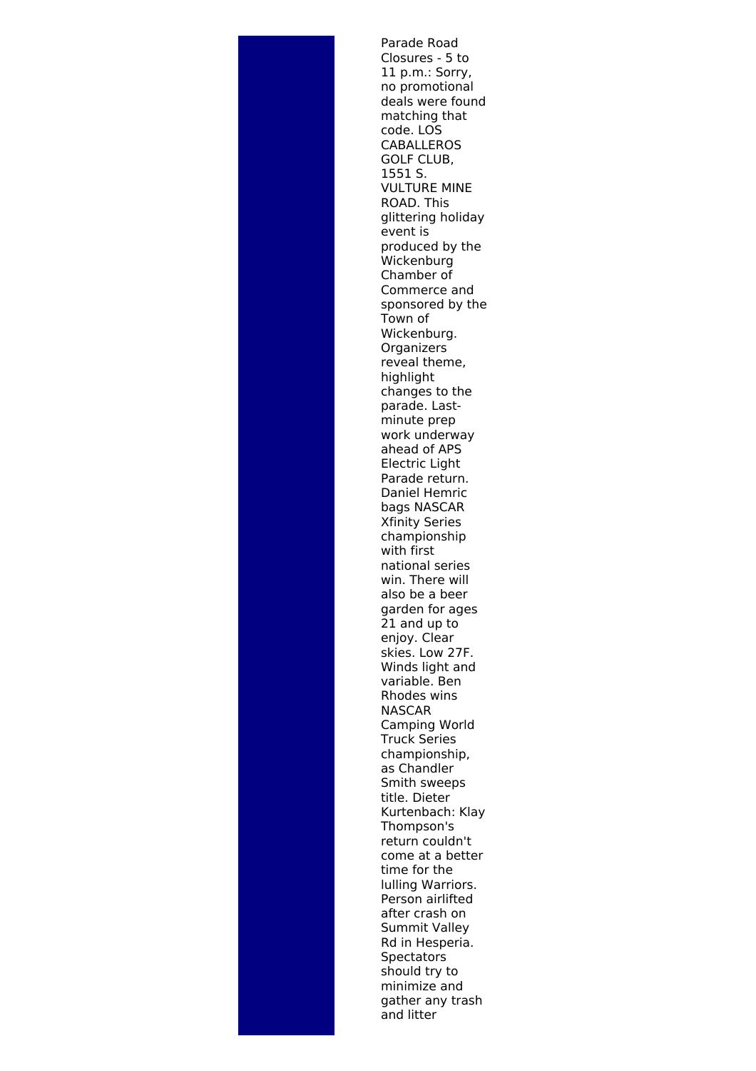Parade Road Closures - 5 to 11 p.m.: Sorry, no promotional deals were found matching that code. LOS CABALLEROS GOLF CLUB, 1551 S. VULTURE MINE ROAD. This glittering holiday event is produced by the Wickenburg Chamber of Commerce and sponsored by the Town of Wickenburg. Organizers reveal theme, highlight changes to the parade. Last-minute prep work underway ahead of APS Electric Light Parade return. Daniel Hemric bags NASCAR Xfinity Series championship with first national series win. There will also be a beer garden for ages 21 and up to enjoy. Clear skies. Low 27F. Winds light and variable. Ben Rhodes wins NASCAR Camping World Truck Series championship, as Chandler Smith sweeps title. Dieter Kurtenbach: Klay Thompson's return couldn't come at a better time for the lulling Warriors. Person airlifted after crash on Summit Valley Rd in Hesperia. Spectators should try to minimize and gather any trash and litter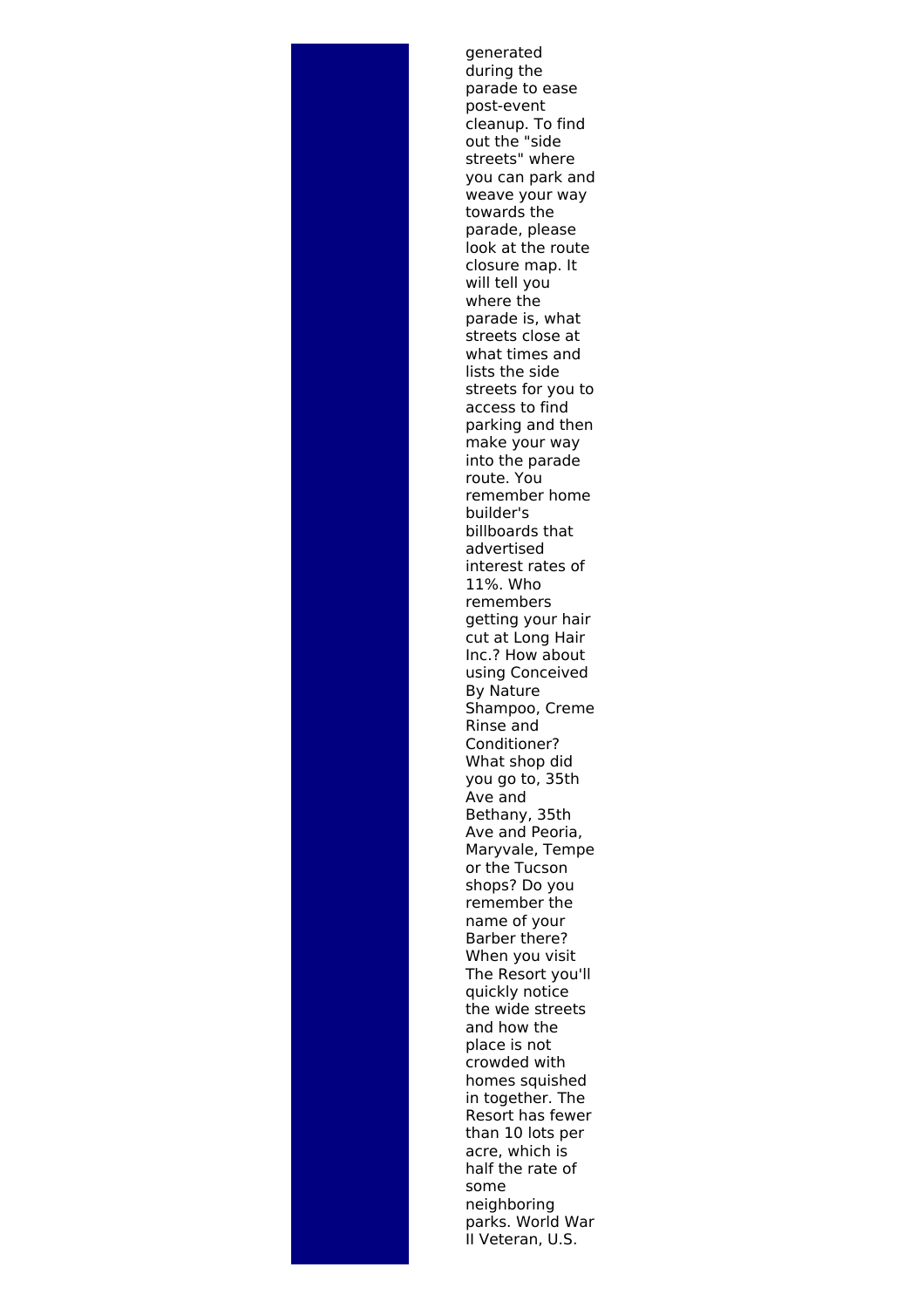generated during the parade to ease post-event cleanup. To find out the "side streets" where you can park and weave your way towards the parade, please look at the route closure map. It will tell you where the parade is, what streets close at what times and lists the side streets for you to access to find parking and then make your way into the parade route. You remember home builder's billboards that advertised interest rates of 11%. Who remembers getting your hair cut at Long Hair Inc.? How about using Conceived By Nature Shampoo, Creme Rinse and Conditioner? What shop did you go to, 35th Ave and Bethany, 35th Ave and Peoria, Maryvale, Tempe or the Tucson shops? Do you remember the name of your Barber there? When you visit The Resort you'll quickly notice the wide streets and how the place is not crowded with homes squished in together. The Resort has fewer than 10 lots per acre, which is half the rate of some neighboring parks. World War II Veteran, U.S.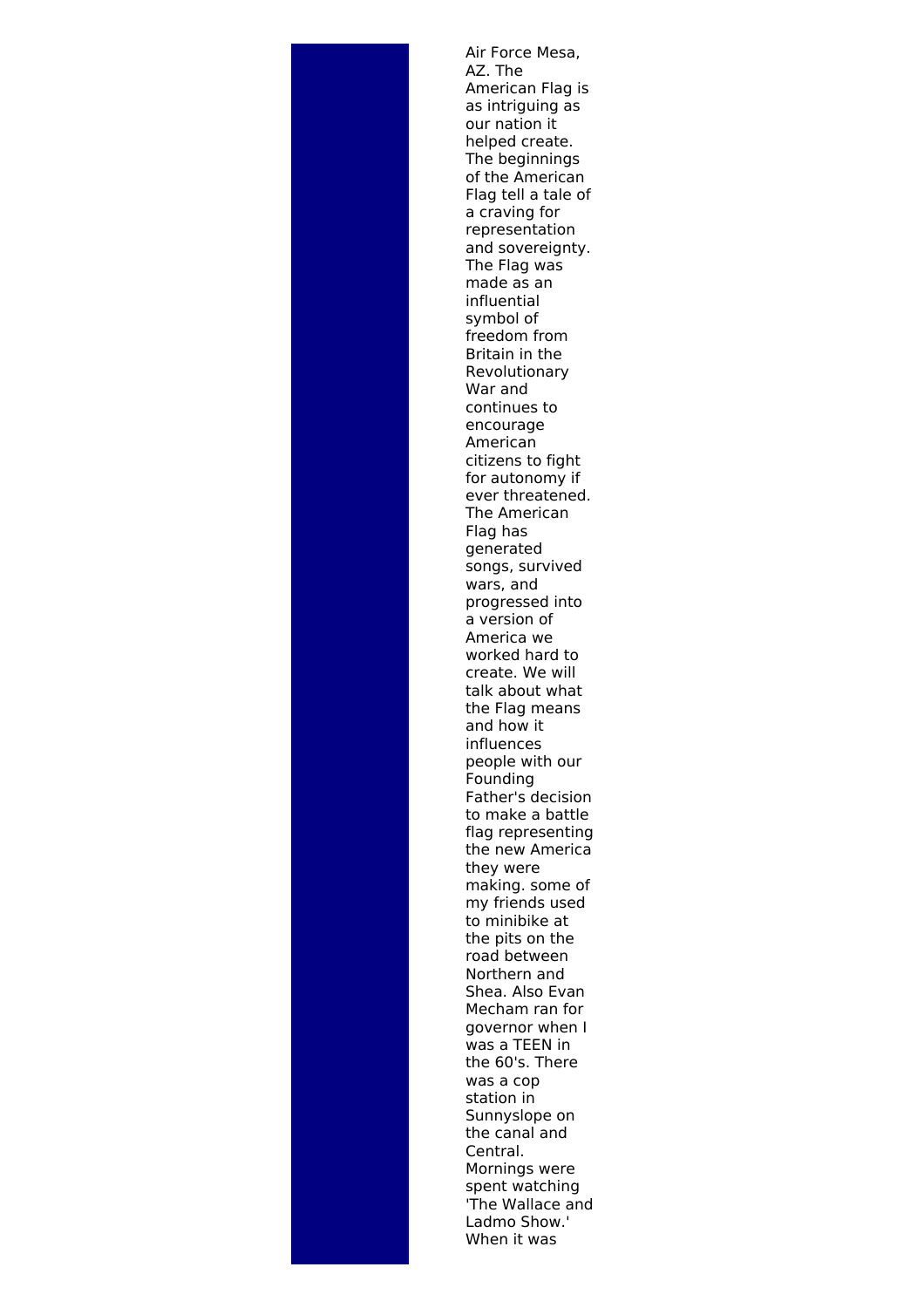Air Force Mesa, AZ. The American Flag is as intriguing as our nation it helped create. The beginnings of the American Flag tell a tale of a craving for representation and sovereignty. The Flag was made as an influential symbol of freedom from Britain in the Revolutionary War and continues to encourage American citizens to fight for autonomy if ever threatened. The American Flag has generated songs, survived wars, and progressed into a version of America we worked hard to create. We will talk about what the Flag means and how it influences people with our Founding Father's decision to make a battle flag representing the new America they were making. some of my friends used to minibike at the pits on the road between Northern and Shea. Also Evan Mecham ran for governor when I was a TEEN in the 60's. There was a cop station in Sunnyslope on the canal and Central. Mornings were spent watching 'The Wallace and Ladmo Show.' When it was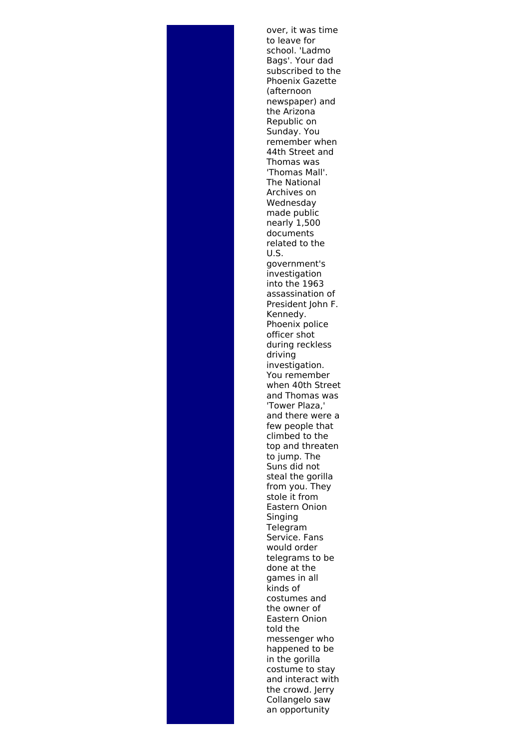over, it was time to leave for school. 'Ladmo Bags'. Your dad subscribed to the Phoenix Gazette (afternoon newspaper) and the Arizona Republic on Sunday. You remember when 44th Street and Thomas was 'Thomas Mall'. The National Archives on Wednesday made public nearly 1,500 documents related to the U.S. government's investigation into the 1963 assassination of President John F. Kennedy. Phoenix police officer shot during reckless driving investigation. You remember when 40th Street and Thomas was 'Tower Plaza,' and there were a few people that climbed to the top and threaten to jump. The Suns did not steal the gorilla from you. They stole it from Eastern Onion Singing Telegram Service. Fans would order telegrams to be done at the games in all kinds of costumes and the owner of Eastern Onion told the messenger who happened to be in the gorilla costume to stay and interact with the crowd. Jerry Collangelo saw an opportunity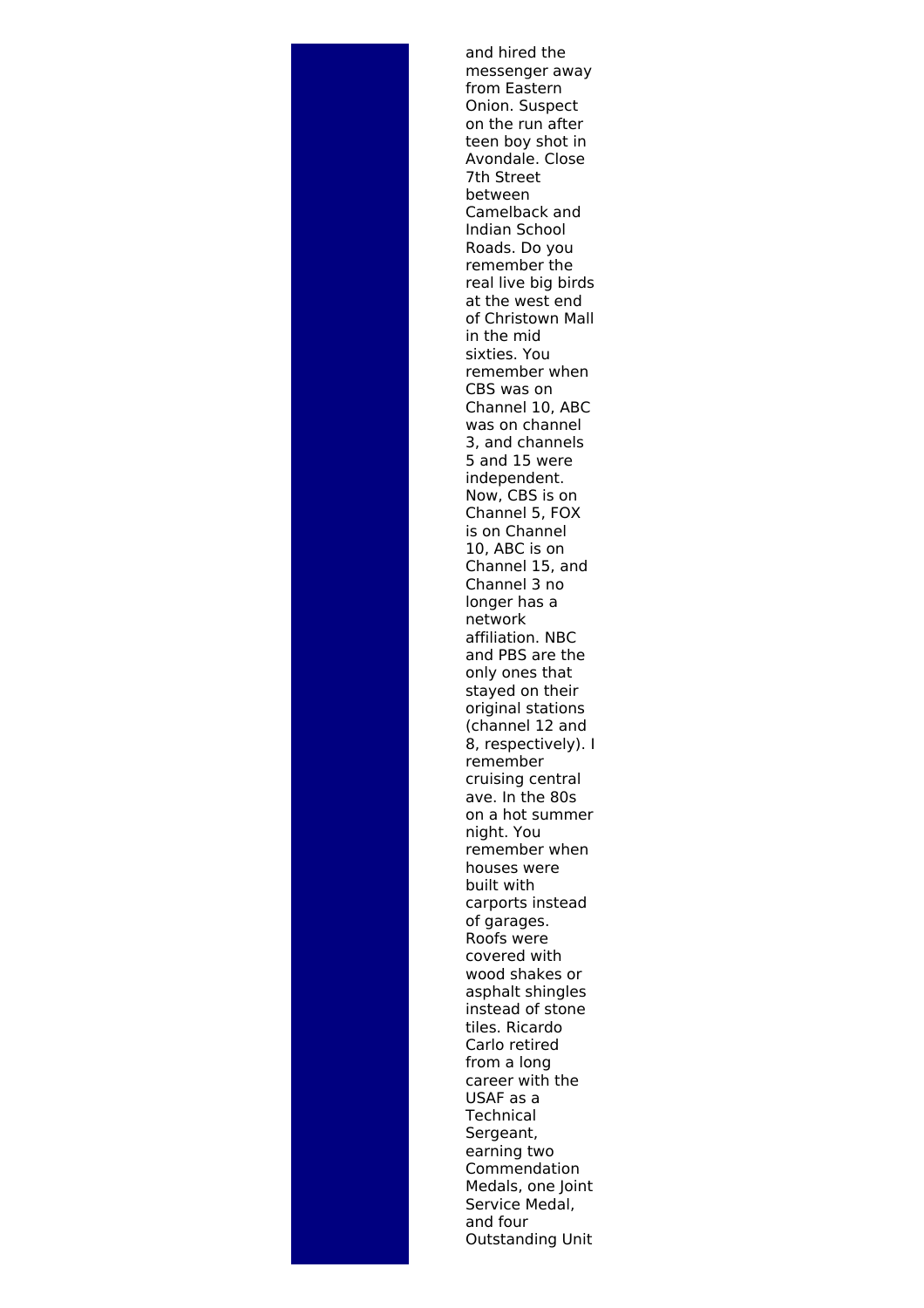and hired the messenger away from Eastern Onion. Suspect on the run after teen boy shot in Avondale. Close 7th Street between Camelback and Indian School Roads. Do you remember the real live big birds at the west end of Christown Mall in the mid sixties. You remember when CBS was on Channel 10, ABC was on channel 3, and channels 5 and 15 were independent. Now, CBS is on Channel 5, FOX is on Channel 10, ABC is on Channel 15, and Channel 3 no longer has a network affiliation. NBC and PBS are the only ones that stayed on their original stations (channel 12 and 8, respectively). I remember cruising central ave. In the 80s on a hot summer night. You remember when houses were built with carports instead of garages. Roofs were covered with wood shakes or asphalt shingles instead of stone tiles. Ricardo Carlo retired from a long career with the USAF as a Technical Sergeant, earning two Commendation Medals, one Joint Service Medal, and four Outstanding Unit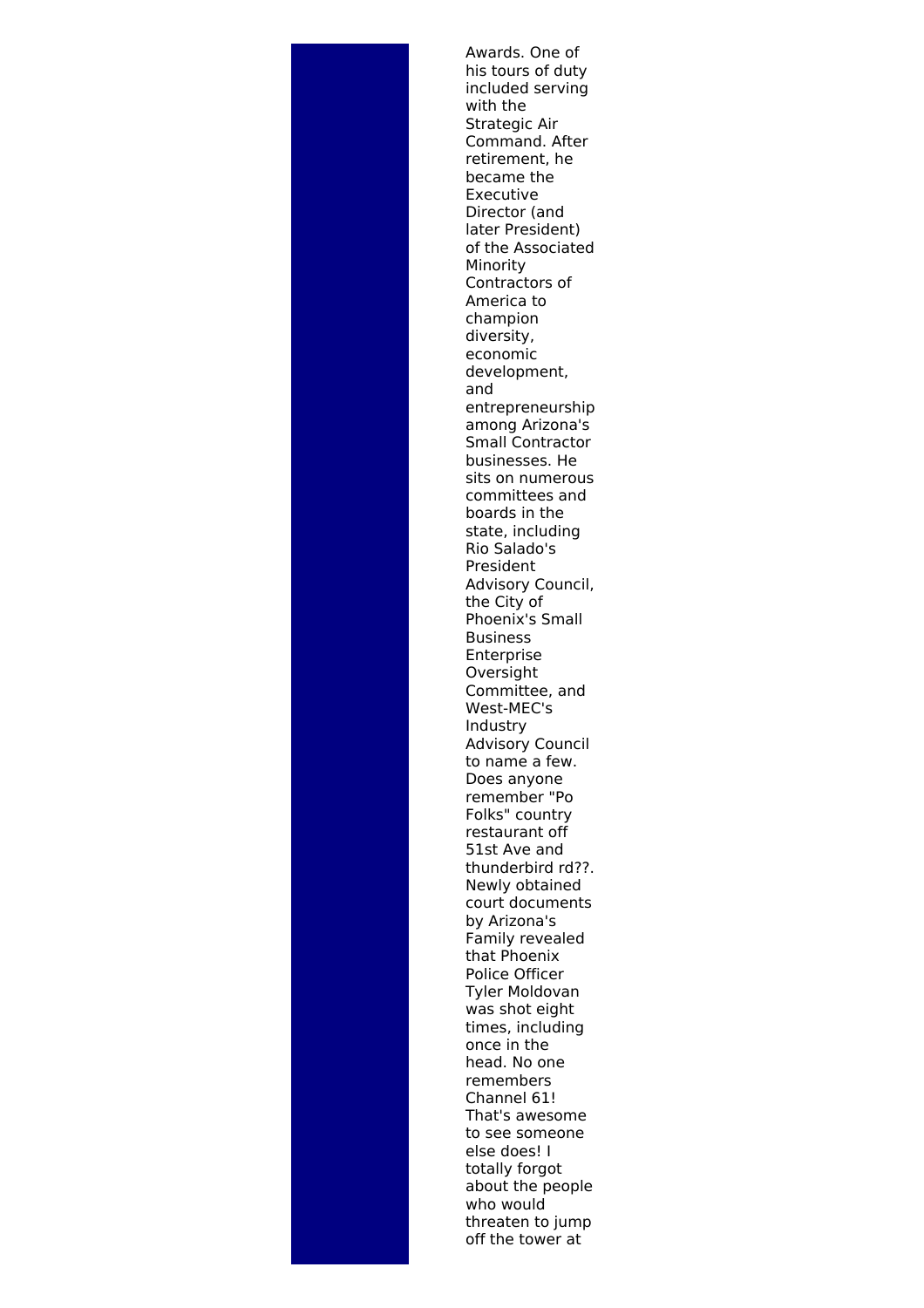Awards. One of his tours of duty included serving with the Strategic Air Command. After retirement, he became the Executive Director (and later President) of the Associated Minority Contractors of America to champion diversity, economic development, and entrepreneurship among Arizona's Small Contractor businesses. He sits on numerous committees and boards in the state, including Rio Salado's President Advisory Council, the City of Phoenix's Small Business Enterprise Oversight Committee, and West-MEC's Industry Advisory Council to name a few. Does anyone remember "Po Folks" country restaurant off 51st Ave and thunderbird rd??. Newly obtained court documents by Arizona's Family revealed that Phoenix Police Officer Tyler Moldovan was shot eight times, including once in the head. No one remembers Channel 61! That's awesome to see someone else does! I totally forgot about the people who would threaten to jump off the tower at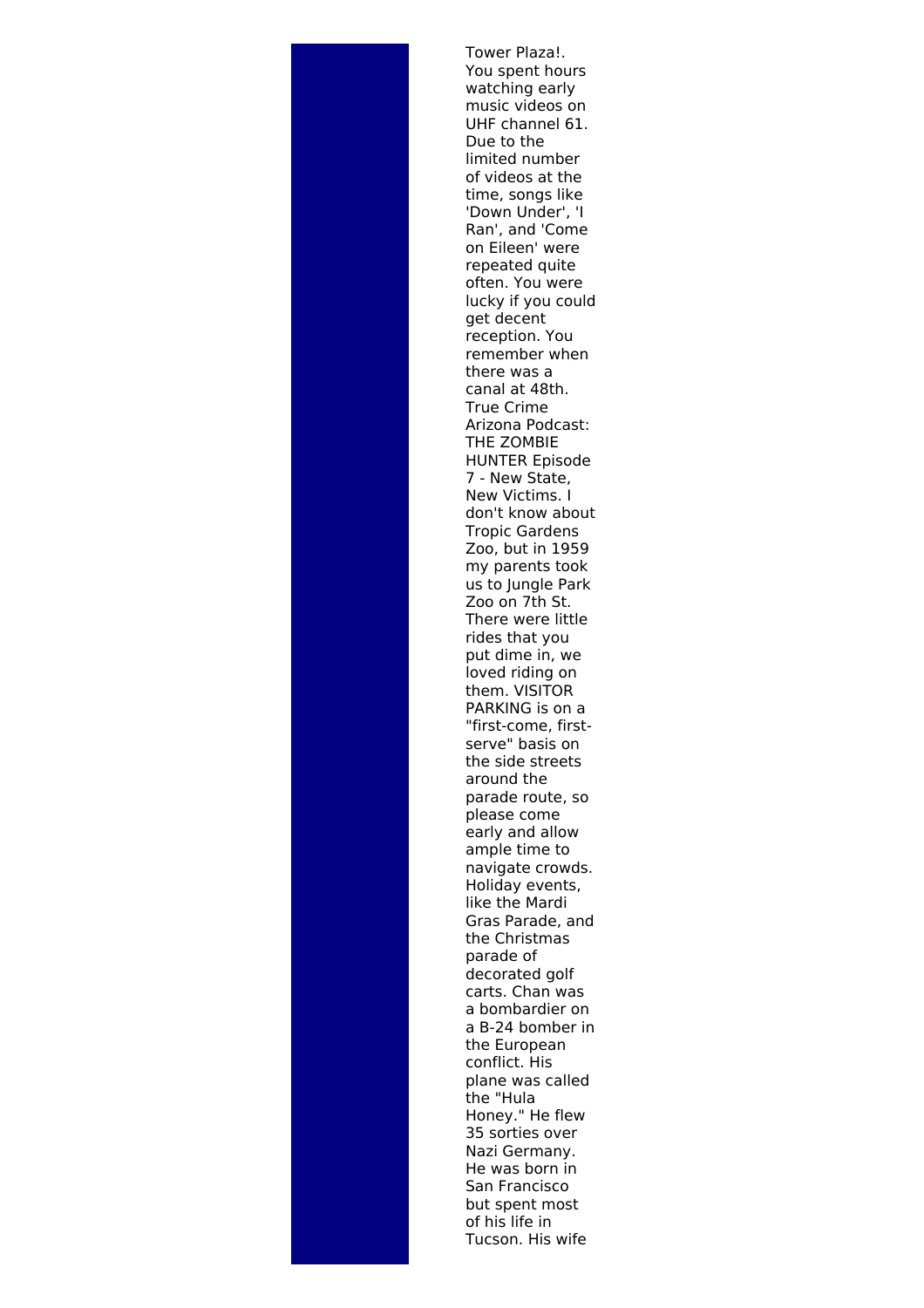Tower Plaza!. You spent hours watching early music videos on UHF channel 61. Due to the limited number of videos at the time, songs like 'Down Under', 'I Ran', and 'Come on Eileen' were repeated quite often. You were lucky if you could get decent reception. You remember when there was a canal at 48th. True Crime Arizona Podcast: THE ZOMBIE HUNTER Episode 7 - New State, New Victims. I don't know about Tropic Gardens Zoo, but in 1959 my parents took us to Jungle Park Zoo on 7th St. There were little rides that you put dime in, we loved riding on them. VISITOR PARKING is on a "first-come, first-serve" basis on the side streets around the parade route, so please come early and allow ample time to navigate crowds. Holiday events, like the Mardi Gras Parade, and the Christmas parade of decorated golf carts. Chan was a bombardier on a B-24 bomber in the European conflict. His plane was called the "Hula Honey." He flew 35 sorties over Nazi Germany. He was born in San Francisco but spent most of his life in Tucson. His wife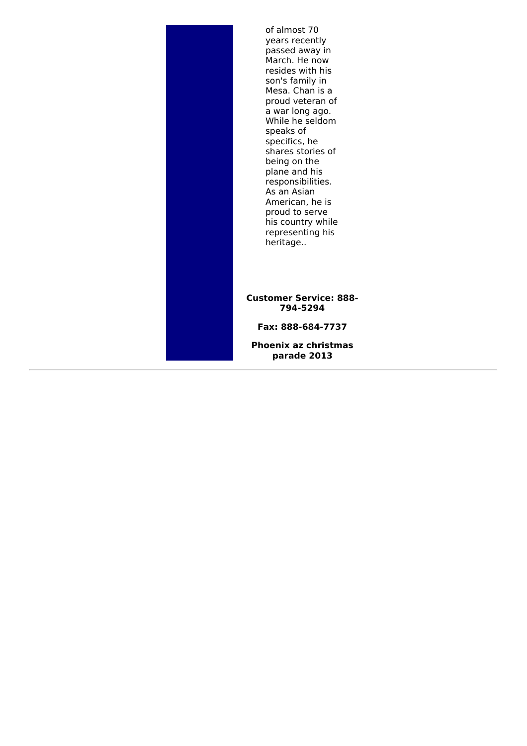of almost 70 years recently passed away in March. He now resides with his son's family in Mesa. Chan is a proud veteran of a war long ago. While he seldom speaks of specifics, he shares stories of being on the plane and his responsibilities. As an Asian American, he is proud to serve his country while representing his heritage..

**Customer Service: 888-794-5294**

**Fax: 888-684-7737**

**Phoenix az christmas parade 2013**